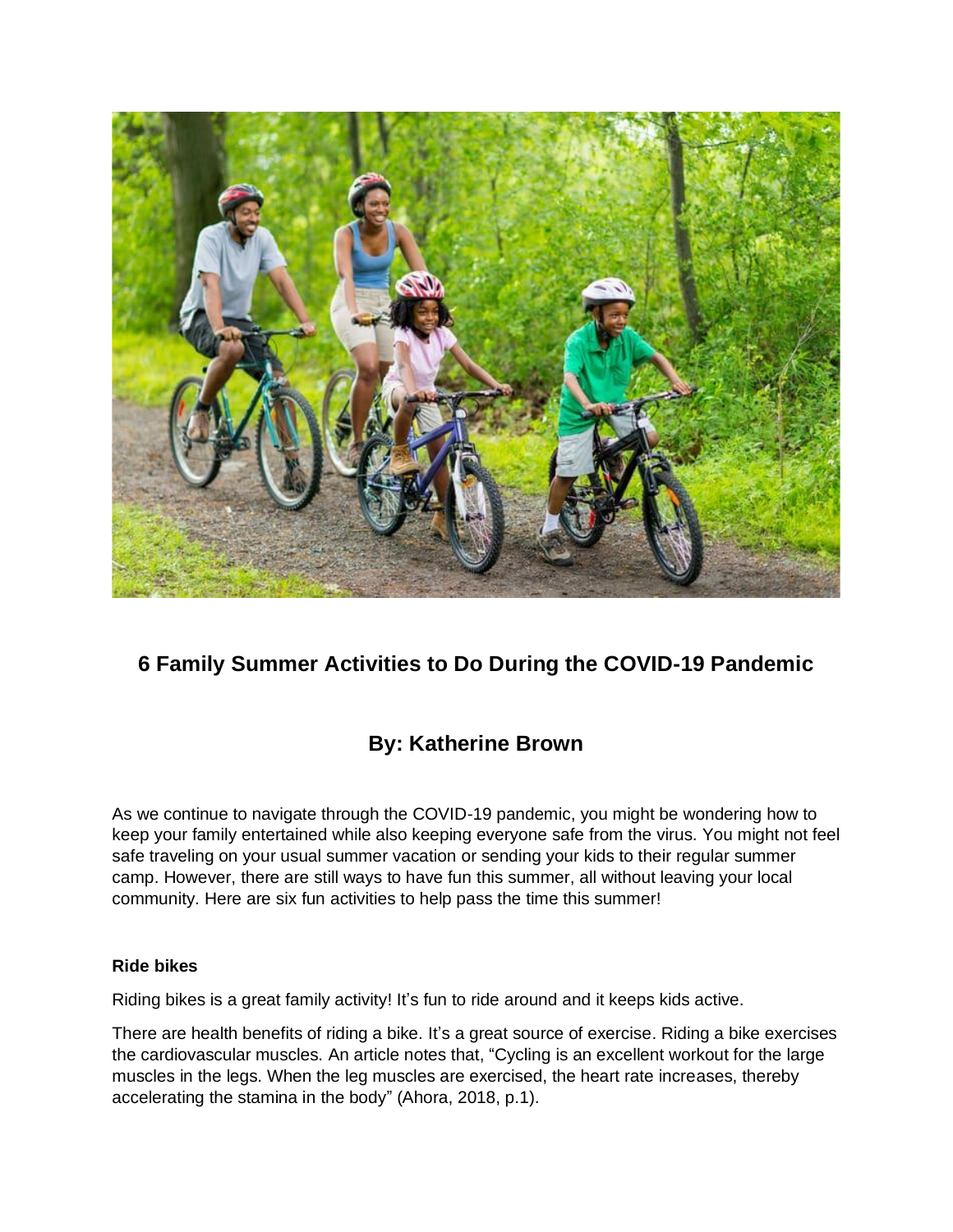# 6 Family Summer Activities to Do During the COVID-19 Pandemic

## By: Katherine Brown

As we continue to navigate through the COVID-19 pandemic, you might be wondering how to keep your family entertained while also keeping everyone safe from the virus. You might not feel safe traveling on your usual summer vacation or sending your kids to their regular summer camp. However, there are still ways to have fun this summer, all without leaving your local community. Here are six fun activities to help pass the time this summer!

**Ride bikes**

Riding bikes is a great family activity! It's fun to ride around and it keeps kids active.

There are health benefits of riding a bike. It's a great source of exercise. Riding a bike exercises the cardiovascular muscles. An article notes that, "Cycling is an excellent workout for the large muscles in the legs. When the leg muscles are exercised, the heart rate increases, thereby accelerating the stamina in the body" (Ahora, 2018, p.1).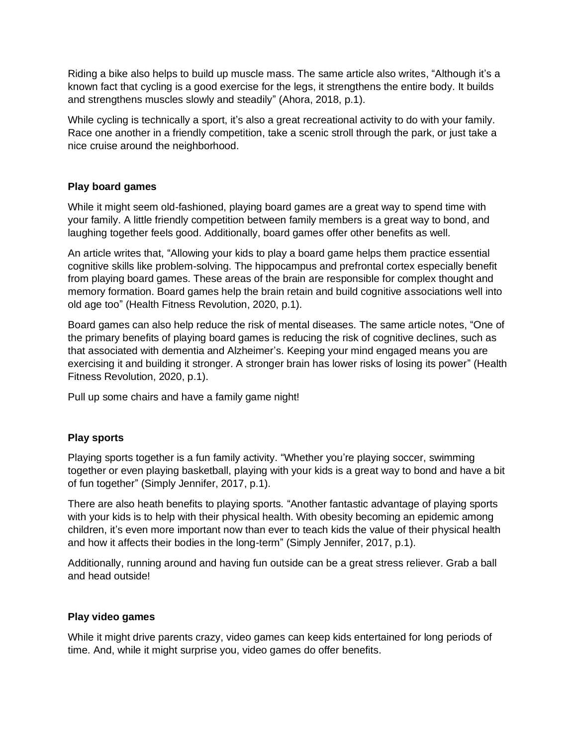Riding a bike also helps to build up muscle mass. The same article also writes, “Although it’s a known fact that cycling is a good exercise for the legs, it strengthens the entire body. It builds and strengthens muscles slowly and steadily” (Ahora, 2018, p.1).

While cycling is technically a sport, it’s also a great recreational activity to do with your family. Race one another in a friendly competition, take a scenic stroll through the park, or just take a nice cruise around the neighborhood.

**Play board games**

While it might seem old-fashioned, playing board games are a great way to spend time with your family. A little friendly competition between family members is a great way to bond, and laughing together feels good. Additionally, board games offer other benefits as well.

An article writes that, “Allowing your kids to play a board game helps them practice essential cognitive skills like problem-solving. The hippocampus and prefrontal cortex especially benefit from playing board games. These areas of the brain are responsible for complex thought and memory formation. Board games help the brain retain and build cognitive associations well into old age too” (Health Fitness Revolution, 2020, p.1).

Board games can also help reduce the risk of mental diseases. The same article notes, “One of the primary benefits of playing board games is reducing the risk of cognitive declines, such as that associated with dementia and Alzheimer’s. Keeping your mind engaged means you are exercising it and building it stronger. A stronger brain has lower risks of losing its power” (Health Fitness Revolution, 2020, p.1).

Pull up some chairs and have a family game night!

**Play sports**

Playing sports together is a fun family activity. “Whether you’re playing soccer, swimming together or even playing basketball, playing with your kids is a great way to bond and have a bit of fun together” (Simply Jennifer, 2017, p.1).

There are also heath benefits to playing sports. “Another fantastic advantage of playing sports with your kids is to help with their physical health. With obesity becoming an epidemic among children, it’s even more important now than ever to teach kids the value of their physical health and how it affects their bodies in the long-term” (Simply Jennifer, 2017, p.1).

Additionally, running around and having fun outside can be a great stress reliever. Grab a ball and head outside!

**Play video games**

While it might drive parents crazy, video games can keep kids entertained for long periods of time. And, while it might surprise you, video games do offer benefits.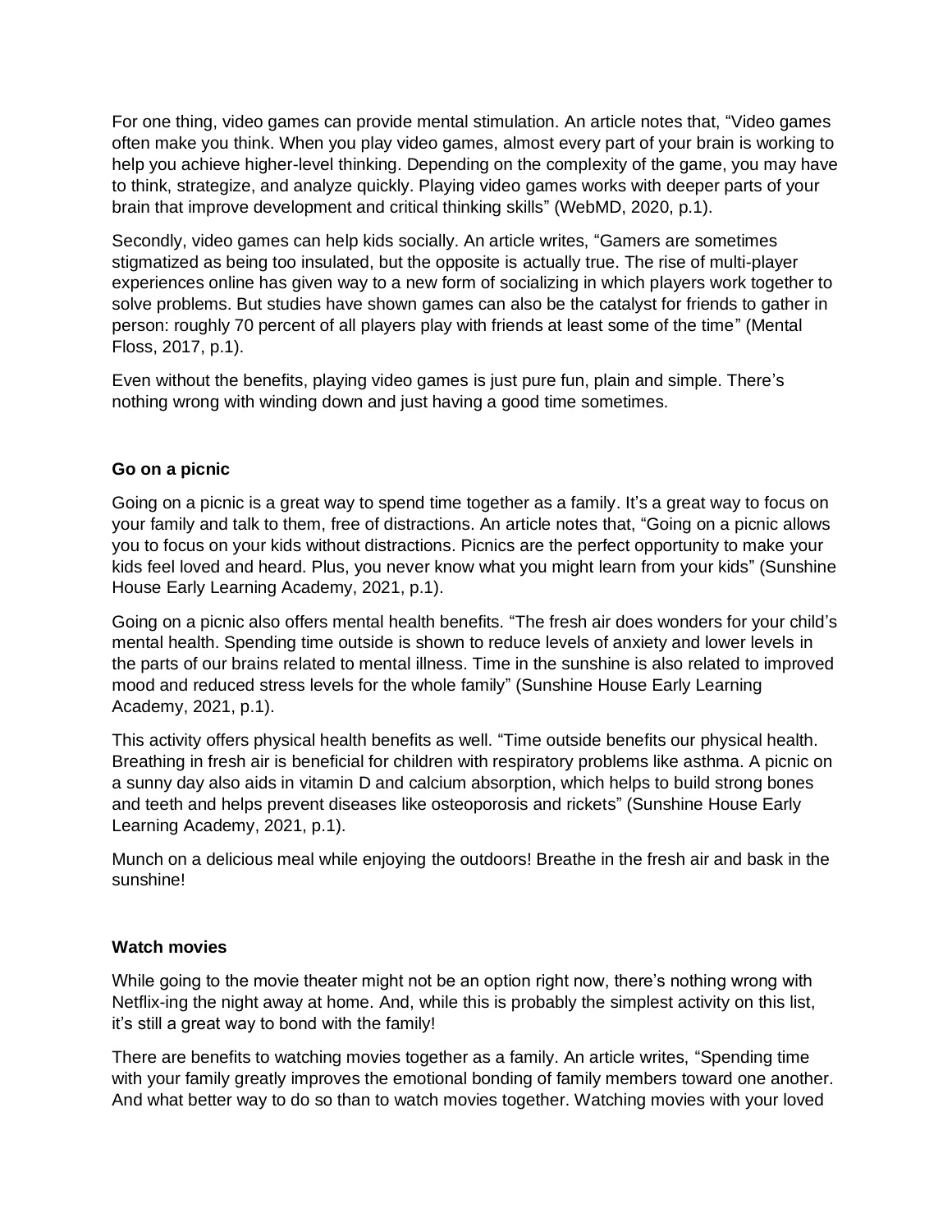For one thing, video games can provide mental stimulation. An article notes that, "Video games often make you think. When you play video games, almost every part of your brain is working to help you achieve higher-level thinking. Depending on the complexity of the game, you may have to think, strategize, and analyze quickly. Playing video games works with deeper parts of your brain that improve development and critical thinking skills" (WebMD, 2020, p.1).

Secondly, video games can help kids socially. An article writes, "Gamers are sometimes stigmatized as being too insulated, but the opposite is actually true. The rise of multi-player experiences online has given way to a new form of socializing in which players work together to solve problems. But studies have shown games can also be the catalyst for friends to gather in person: roughly 70 percent of all players play with friends at least some of the time" (Mental Floss, 2017, p.1).

Even without the benefits, playing video games is just pure fun, plain and simple. There's nothing wrong with winding down and just having a good time sometimes.

**Go on a picnic**

Going on a picnic is a great way to spend time together as a family. It's a great way to focus on your family and talk to them, free of distractions. An article notes that, "Going on a picnic allows you to focus on your kids without distractions. Picnics are the perfect opportunity to make your kids feel loved and heard. Plus, you never know what you might learn from your kids" (Sunshine House Early Learning Academy, 2021, p.1).

Going on a picnic also offers mental health benefits. "The fresh air does wonders for your child's mental health. Spending time outside is shown to reduce levels of anxiety and lower levels in the parts of our brains related to mental illness. Time in the sunshine is also related to improved mood and reduced stress levels for the whole family" (Sunshine House Early Learning Academy, 2021, p.1).

This activity offers physical health benefits as well. "Time outside benefits our physical health. Breathing in fresh air is beneficial for children with respiratory problems like asthma. A picnic on a sunny day also aids in vitamin D and calcium absorption, which helps to build strong bones and teeth and helps prevent diseases like osteoporosis and rickets" (Sunshine House Early Learning Academy, 2021, p.1).

Munch on a delicious meal while enjoying the outdoors! Breathe in the fresh air and bask in the sunshine!

**Watch movies**

While going to the movie theater might not be an option right now, there's nothing wrong with Netflix-ing the night away at home. And, while this is probably the simplest activity on this list, it's still a great way to bond with the family!

There are benefits to watching movies together as a family. An article writes, "Spending time with your family greatly improves the emotional bonding of family members toward one another. And what better way to do so than to watch movies together. Watching movies with your loved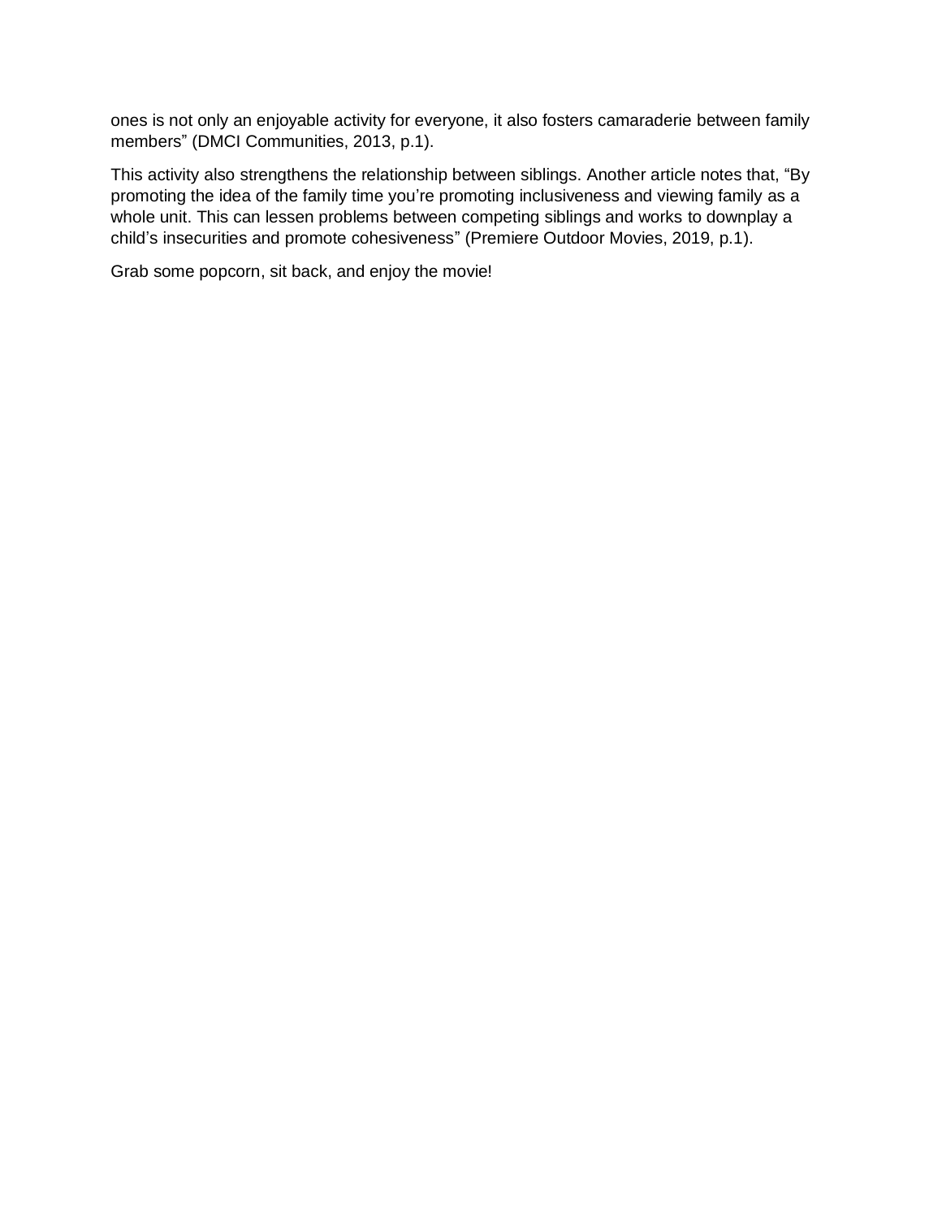ones is not only an enjoyable activity for everyone, it also fosters camaraderie between family members" (DMCI Communities, 2013, p.1).

This activity also strengthens the relationship between siblings. Another article notes that, "By promoting the idea of the family time you're promoting inclusiveness and viewing family as a whole unit. This can lessen problems between competing siblings and works to downplay a child's insecurities and promote cohesiveness" (Premiere Outdoor Movies, 2019, p.1).

Grab some popcorn, sit back, and enjoy the movie!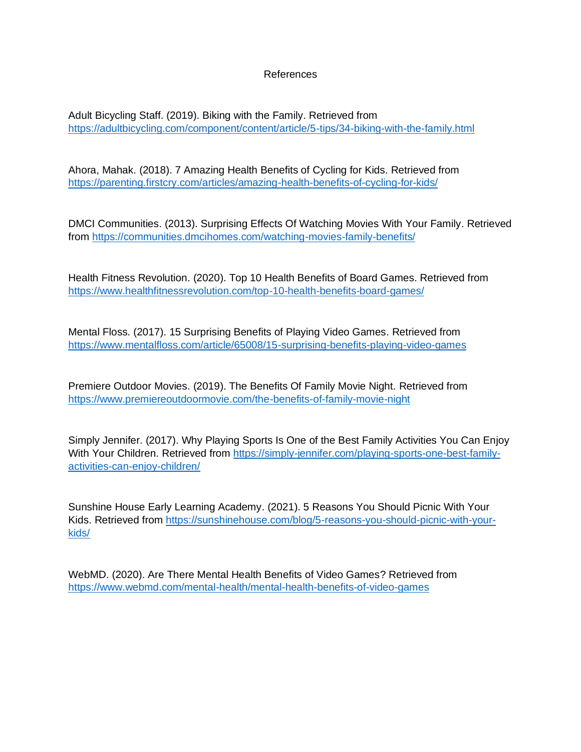# References

Adult Bicycling Staff. (2019). Biking with the Family. Retrieved from https://adultbicycling.com/component/content/article/5-tips/34-biking-with-the-family.html

Ahora, Mahak. (2018). 7 Amazing Health Benefits of Cycling for Kids. Retrieved from https://parenting.firstcry.com/articles/amazing-health-benefits-of-cycling-for-kids/

DMCI Communities. (2013). Surprising Effects Of Watching Movies With Your Family. Retrieved from https://communities.dmcihomes.com/watching-movies-family-benefits/

Health Fitness Revolution. (2020). Top 10 Health Benefits of Board Games. Retrieved from https://www.healthfitnessrevolution.com/top-10-health-benefits-board-games/

Mental Floss. (2017). 15 Surprising Benefits of Playing Video Games. Retrieved from https://www.mentalfloss.com/article/65008/15-surprising-benefits-playing-video-games

Premiere Outdoor Movies. (2019). The Benefits Of Family Movie Night. Retrieved from https://www.premiereoutdoormovie.com/the-benefits-of-family-movie-night

Simply Jennifer. (2017). Why Playing Sports Is One of the Best Family Activities You Can Enjoy With Your Children. Retrieved from https://simply-jennifer.com/playing-sports-one-best-family-activities-can-enjoy-children/

Sunshine House Early Learning Academy. (2021). 5 Reasons You Should Picnic With Your Kids. Retrieved from https://sunshinehouse.com/blog/5-reasons-you-should-picnic-with-your-kids/

WebMD. (2020). Are There Mental Health Benefits of Video Games? Retrieved from https://www.webmd.com/mental-health/mental-health-benefits-of-video-games